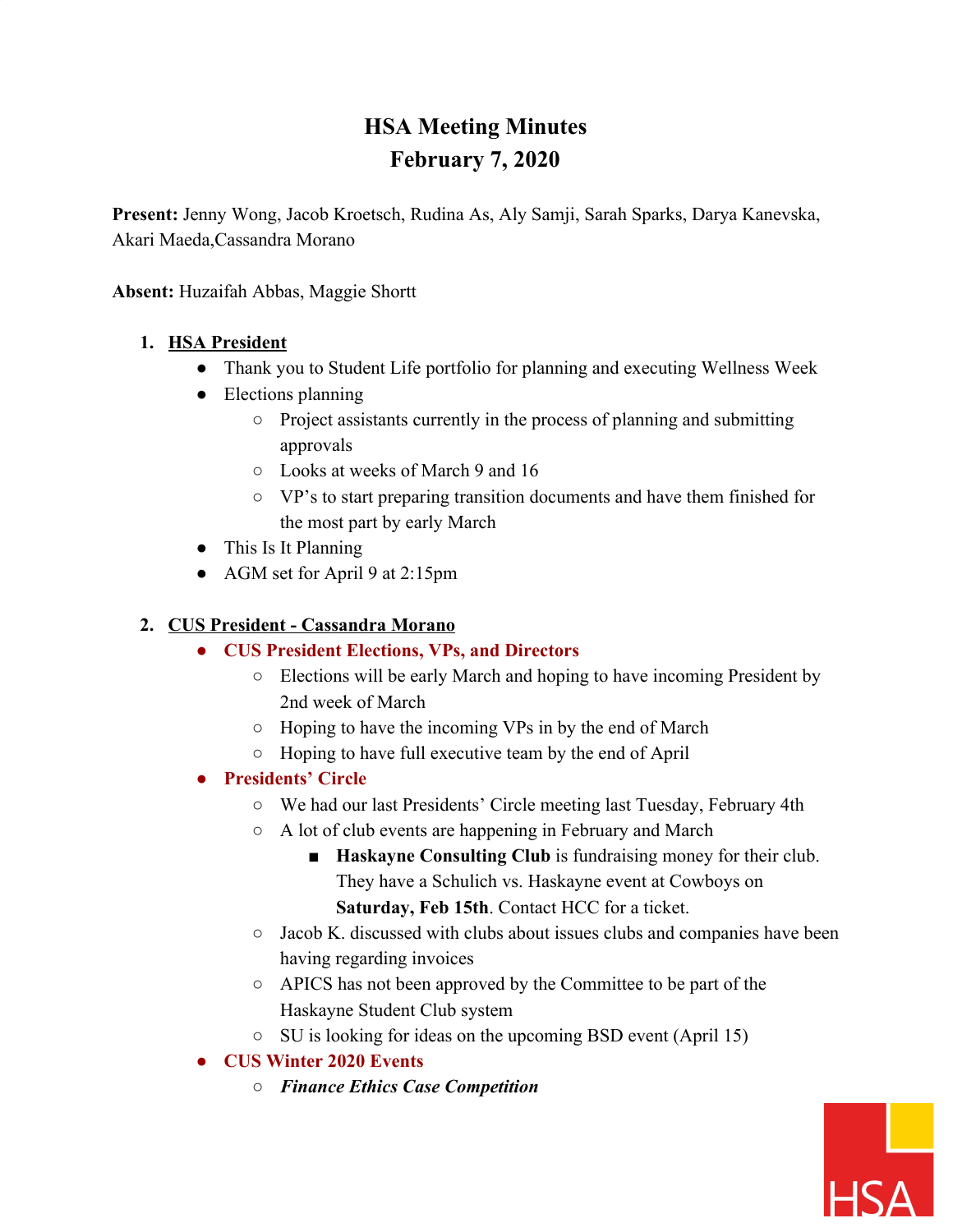# HSA Meeting Minutes
# February 7, 2020

**Present:** Jenny Wong, Jacob Kroetsch, Rudina As, Aly Samji, Sarah Sparks, Darya Kanevska, Akari Maeda,Cassandra Morano

**Absent:** Huzaifah Abbas, Maggie Shortt

1. **HSA President**
   - Thank you to Student Life portfolio for planning and executing Wellness Week
   - Elections planning
     - Project assistants currently in the process of planning and submitting approvals
     - Looks at weeks of March 9 and 16
     - VP's to start preparing transition documents and have them finished for the most part by early March
   - This Is It Planning
   - AGM set for April 9 at 2:15pm

2. **CUS President - Cassandra Morano**
   - **CUS President Elections, VPs, and Directors**
     - Elections will be early March and hoping to have incoming President by 2nd week of March
     - Hoping to have the incoming VPs in by the end of March
     - Hoping to have full executive team by the end of April
   - **Presidents' Circle**
     - We had our last Presidents' Circle meeting last Tuesday, February 4th
     - A lot of club events are happening in February and March
       - **Haskayne Consulting Club** is fundraising money for their club. They have a Schulich vs. Haskayne event at Cowboys on **Saturday, Feb 15th**. Contact HCC for a ticket.
     - Jacob K. discussed with clubs about issues clubs and companies have been having regarding invoices
     - APICS has not been approved by the Committee to be part of the Haskayne Student Club system
     - SU is looking for ideas on the upcoming BSD event (April 15)
   - **CUS Winter 2020 Events**
     - ***Finance Ethics Case Competition***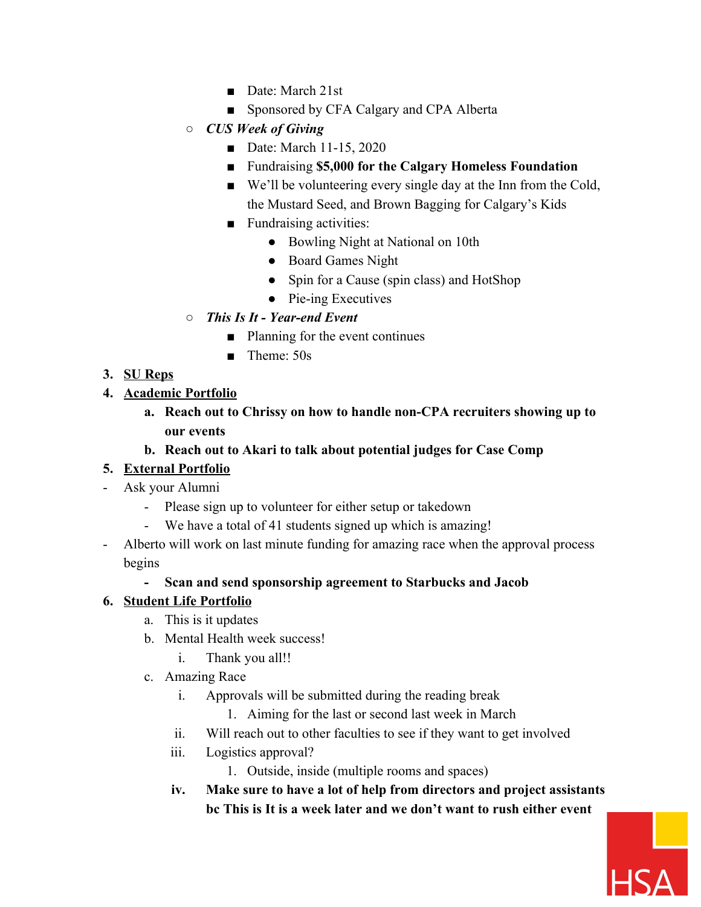- Date: March 21st
        - Sponsored by CFA Calgary and CPA Alberta
    - ***CUS Week of Giving***
        - Date: March 11-15, 2020
        - Fundraising **$5,000 for the Calgary Homeless Foundation**
        - We'll be volunteering every single day at the Inn from the Cold, the Mustard Seed, and Brown Bagging for Calgary's Kids
        - Fundraising activities:
            - Bowling Night at National on 10th
            - Board Games Night
            - Spin for a Cause (spin class) and HotShop
            - Pie-ing Executives
    - ***This Is It - Year-end Event***
        - Planning for the event continues
        - Theme: 50s

3. <u>SU Reps</u>
4. <u>Academic Portfolio</u>
    a. **Reach out to Chrissy on how to handle non-CPA recruiters showing up to our events**
    b. **Reach out to Akari to talk about potential judges for Case Comp**
5. <u>External Portfolio</u>

- Ask your Alumni
    - Please sign up to volunteer for either setup or takedown
    - We have a total of 41 students signed up which is amazing!
- Alberto will work on last minute funding for amazing race when the approval process begins
    - **Scan and send sponsorship agreement to Starbucks and Jacob**

6. <u>Student Life Portfolio</u>
    a. This is it updates
    b. Mental Health week success!
        i. Thank you all!!
    c. Amazing Race
        i. Approvals will be submitted during the reading break
            1. Aiming for the last or second last week in March
        ii. Will reach out to other faculties to see if they want to get involved
        iii. Logistics approval?
            1. Outside, inside (multiple rooms and spaces)
        **iv. Make sure to have a lot of help from directors and project assistants bc This is It is a week later and we don't want to rush either event**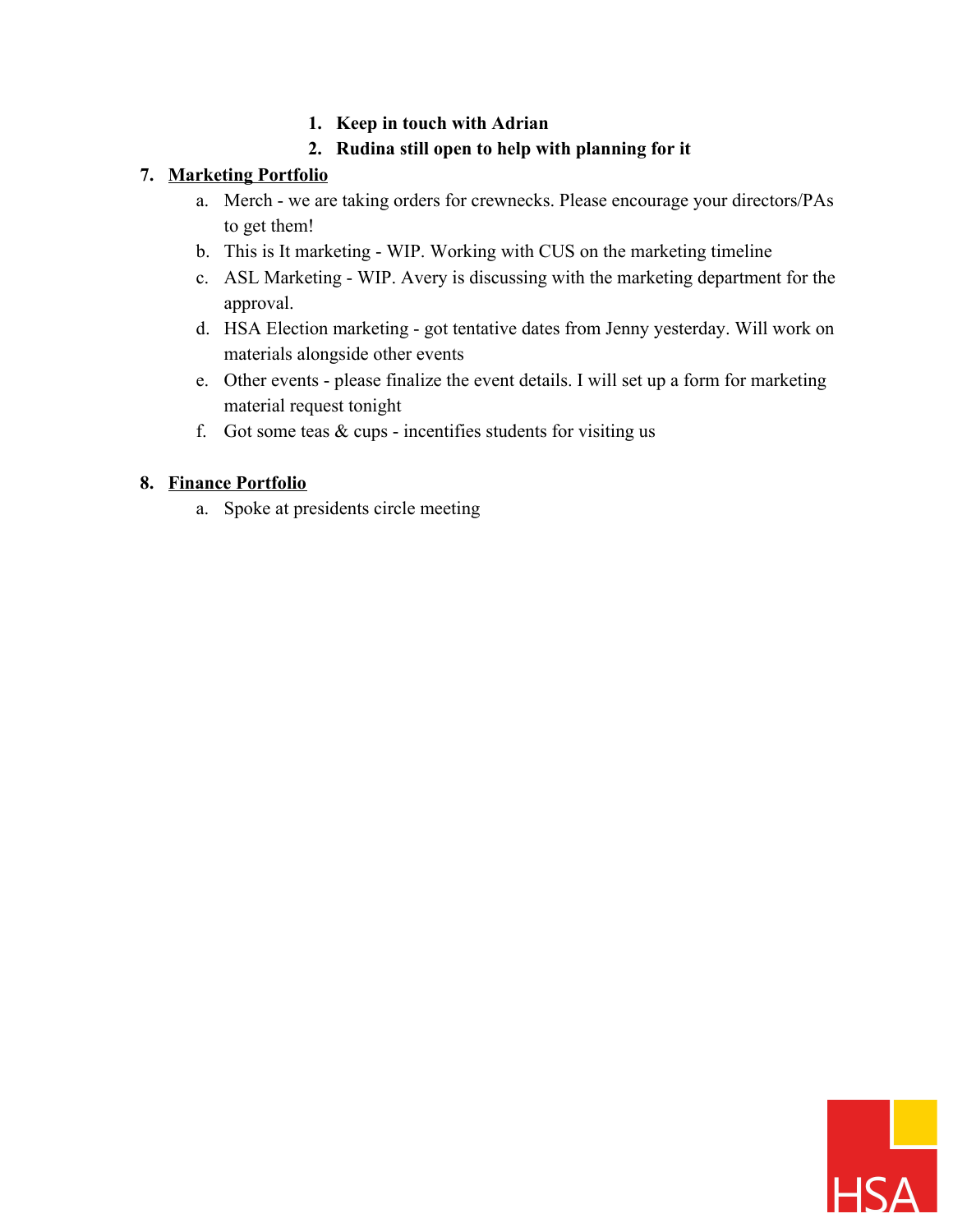1. **Keep in touch with Adrian**
        2. **Rudina still open to help with planning for it**

7. <u>**Marketing Portfolio**</u>
    a. Merch - we are taking orders for crewnecks. Please encourage your directors/PAs to get them!
    b. This is It marketing - WIP. Working with CUS on the marketing timeline
    c. ASL Marketing - WIP. Avery is discussing with the marketing department for the approval.
    d. HSA Election marketing - got tentative dates from Jenny yesterday. Will work on materials alongside other events
    e. Other events - please finalize the event details. I will set up a form for marketing material request tonight
    f. Got some teas & cups - incentifies students for visiting us

8. <u>**Finance Portfolio**</u>
    a. Spoke at presidents circle meeting